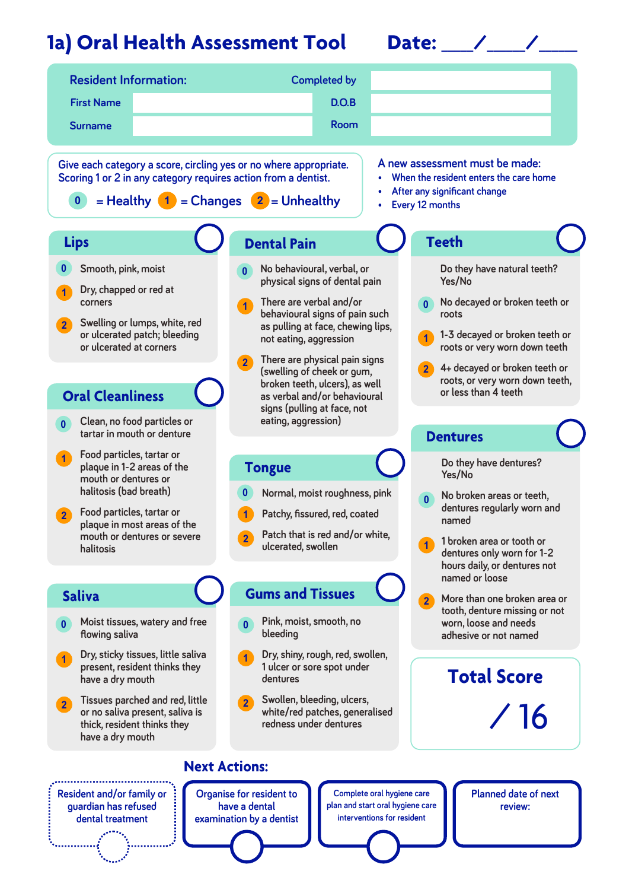# 1a) Oral Health Assessment Tool

**Date:** ___/___/___

**Resident Information:**

| | | | |
|---|---|---|---|
| First Name | | Completed by | |
| Surname | | D.O.B | |
| | | Room | |

Give each category a score, circling yes or no where appropriate. Scoring 1 or 2 in any category requires action from a dentist.

**0** = Healthy **1** = Changes **2** = Unhealthy

A new assessment must be made:

- When the resident enters the care home
- After any significant change
- Every 12 months

## Lips

- **0** Smooth, pink, moist
- **1** Dry, chapped or red at corners
- **2** Swelling or lumps, white, red or ulcerated patch; bleeding or ulcerated at corners

## Dental Pain

- **0** No behavioural, verbal, or physical signs of dental pain
- **1** There are verbal and/or behavioural signs of pain such as pulling at face, chewing lips, not eating, aggression
- **2** There are physical pain signs (swelling of cheek or gum, broken teeth, ulcers), as well as verbal and/or behavioural signs (pulling at face, not eating, aggression)

## Teeth

Do they have natural teeth? Yes/No

- **0** No decayed or broken teeth or roots
- **1** 1-3 decayed or broken teeth or roots or very worn down teeth
- **2** 4+ decayed or broken teeth or roots, or very worn down teeth, or less than 4 teeth

## Oral Cleanliness

- **0** Clean, no food particles or tartar in mouth or denture
- **1** Food particles, tartar or plaque in 1-2 areas of the mouth or dentures or halitosis (bad breath)
- **2** Food particles, tartar or plaque in most areas of the mouth or dentures or severe halitosis

## Tongue

- **0** Normal, moist roughness, pink
- **1** Patchy, fissured, red, coated
- **2** Patch that is red and/or white, ulcerated, swollen

## Dentures

Do they have dentures? Yes/No

- **0** No broken areas or teeth, dentures regularly worn and named
- **1** 1 broken area or tooth or dentures only worn for 1-2 hours daily, or dentures not named or loose
- **2** More than one broken area or tooth, denture missing or not worn, loose and needs adhesive or not named

## Saliva

- **0** Moist tissues, watery and free flowing saliva
- **1** Dry, sticky tissues, little saliva present, resident thinks they have a dry mouth
- **2** Tissues parched and red, little or no saliva present, saliva is thick, resident thinks they have a dry mouth

## Gums and Tissues

- **0** Pink, moist, smooth, no bleeding
- **1** Dry, shiny, rough, red, swollen, 1 ulcer or sore spot under dentures
- **2** Swollen, bleeding, ulcers, white/red patches, generalised redness under dentures

## Total Score

/ 16

## Next Actions:

- Resident and/or family or guardian has refused dental treatment
- Organise for resident to have a dental examination by a dentist
- Complete oral hygiene care plan and start oral hygiene care interventions for resident
- Planned date of next review: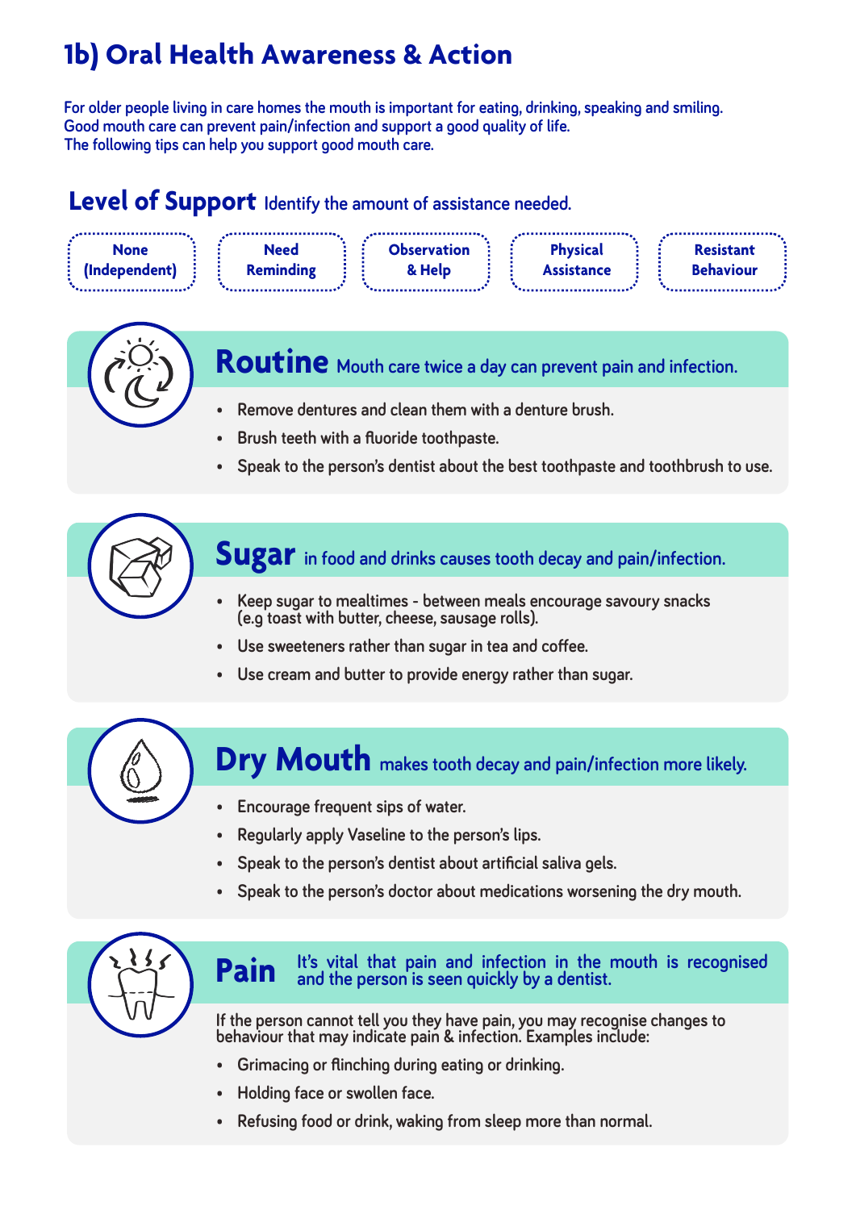# 1b) Oral Health Awareness & Action

For older people living in care homes the mouth is important for eating, drinking, speaking and smiling.
Good mouth care can prevent pain/infection and support a good quality of life.
The following tips can help you support good mouth care.

## Level of Support

Identify the amount of assistance needed.

- None (Independent)
- Need Reminding
- Observation & Help
- Physical Assistance
- Resistant Behaviour

## Routine

Mouth care twice a day can prevent pain and infection.

- Remove dentures and clean them with a denture brush.
- Brush teeth with a fluoride toothpaste.
- Speak to the person's dentist about the best toothpaste and toothbrush to use.

## Sugar

in food and drinks causes tooth decay and pain/infection.

- Keep sugar to mealtimes - between meals encourage savoury snacks (e.g toast with butter, cheese, sausage rolls).
- Use sweeteners rather than sugar in tea and coffee.
- Use cream and butter to provide energy rather than sugar.

## Dry Mouth

makes tooth decay and pain/infection more likely.

- Encourage frequent sips of water.
- Regularly apply Vaseline to the person's lips.
- Speak to the person's dentist about artificial saliva gels.
- Speak to the person's doctor about medications worsening the dry mouth.

## Pain

It's vital that pain and infection in the mouth is recognised and the person is seen quickly by a dentist.

If the person cannot tell you they have pain, you may recognise changes to behaviour that may indicate pain & infection. Examples include:

- Grimacing or flinching during eating or drinking.
- Holding face or swollen face.
- Refusing food or drink, waking from sleep more than normal.